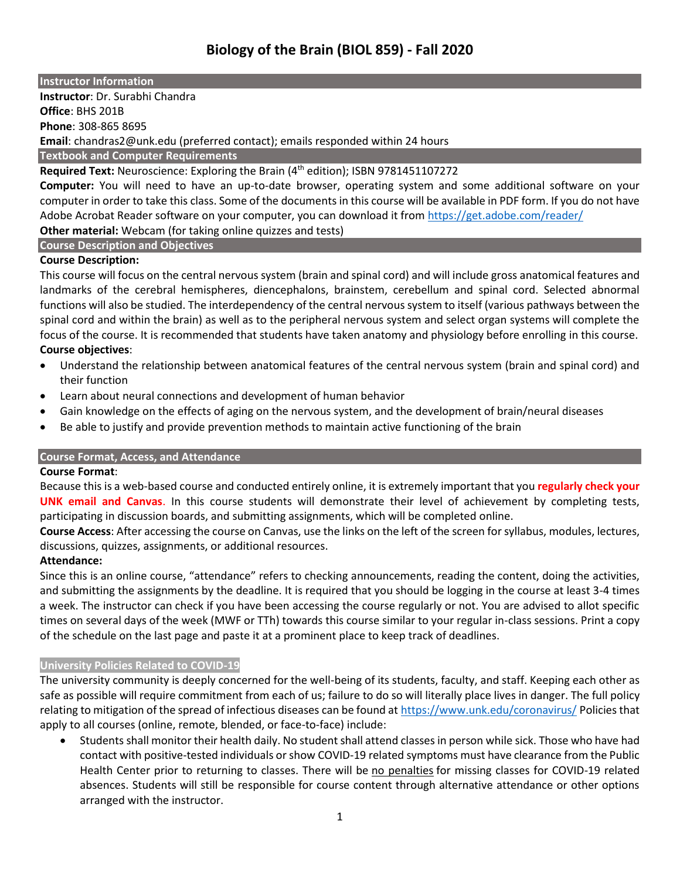# Biology of the Brain (BIOL 859) - Fall 2020

## Instructor Information

**Instructor**: Dr. Surabhi Chandra
**Office**: BHS 201B
**Phone**: 308-865 8695
**Email**: chandras2@unk.edu (preferred contact); emails responded within 24 hours

## Textbook and Computer Requirements

**Required Text:** Neuroscience: Exploring the Brain (4th edition); ISBN 9781451107272
**Computer:** You will need to have an up-to-date browser, operating system and some additional software on your computer in order to take this class. Some of the documents in this course will be available in PDF form. If you do not have Adobe Acrobat Reader software on your computer, you can download it from https://get.adobe.com/reader/
**Other material:** Webcam (for taking online quizzes and tests)

## Course Description and Objectives

**Course Description:**
This course will focus on the central nervous system (brain and spinal cord) and will include gross anatomical features and landmarks of the cerebral hemispheres, diencephalons, brainstem, cerebellum and spinal cord. Selected abnormal functions will also be studied. The interdependency of the central nervous system to itself (various pathways between the spinal cord and within the brain) as well as to the peripheral nervous system and select organ systems will complete the focus of the course. It is recommended that students have taken anatomy and physiology before enrolling in this course.
**Course objectives**:

- Understand the relationship between anatomical features of the central nervous system (brain and spinal cord) and their function
- Learn about neural connections and development of human behavior
- Gain knowledge on the effects of aging on the nervous system, and the development of brain/neural diseases
- Be able to justify and provide prevention methods to maintain active functioning of the brain

## Course Format, Access, and Attendance

**Course Format**:
Because this is a web-based course and conducted entirely online, it is extremely important that you **regularly check your UNK email and Canvas**. In this course students will demonstrate their level of achievement by completing tests, participating in discussion boards, and submitting assignments, which will be completed online.
**Course Access**: After accessing the course on Canvas, use the links on the left of the screen for syllabus, modules, lectures, discussions, quizzes, assignments, or additional resources.
**Attendance:**
Since this is an online course, "attendance" refers to checking announcements, reading the content, doing the activities, and submitting the assignments by the deadline. It is required that you should be logging in the course at least 3-4 times a week. The instructor can check if you have been accessing the course regularly or not. You are advised to allot specific times on several days of the week (MWF or TTh) towards this course similar to your regular in-class sessions. Print a copy of the schedule on the last page and paste it at a prominent place to keep track of deadlines.

## University Policies Related to COVID-19

The university community is deeply concerned for the well-being of its students, faculty, and staff. Keeping each other as safe as possible will require commitment from each of us; failure to do so will literally place lives in danger. The full policy relating to mitigation of the spread of infectious diseases can be found at https://www.unk.edu/coronavirus/ Policies that apply to all courses (online, remote, blended, or face-to-face) include:

- Students shall monitor their health daily. No student shall attend classes in person while sick. Those who have had contact with positive-tested individuals or show COVID-19 related symptoms must have clearance from the Public Health Center prior to returning to classes. There will be no penalties for missing classes for COVID-19 related absences. Students will still be responsible for course content through alternative attendance or other options arranged with the instructor.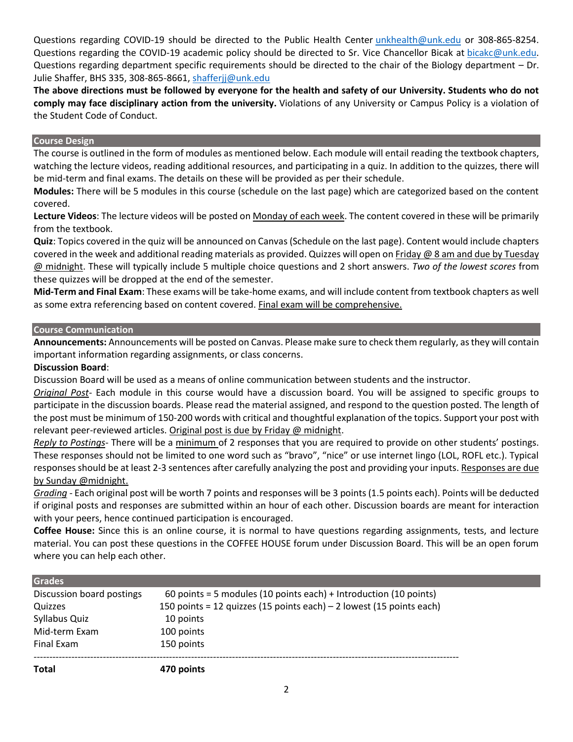Questions regarding COVID-19 should be directed to the Public Health Center unkhealth@unk.edu or 308-865-8254. Questions regarding the COVID-19 academic policy should be directed to Sr. Vice Chancellor Bicak at bicakc@unk.edu. Questions regarding department specific requirements should be directed to the chair of the Biology department – Dr. Julie Shaffer, BHS 335, 308-865-8661, shafferjj@unk.edu

**The above directions must be followed by everyone for the health and safety of our University. Students who do not comply may face disciplinary action from the university.** Violations of any University or Campus Policy is a violation of the Student Code of Conduct.

## Course Design

The course is outlined in the form of modules as mentioned below. Each module will entail reading the textbook chapters, watching the lecture videos, reading additional resources, and participating in a quiz. In addition to the quizzes, there will be mid-term and final exams. The details on these will be provided as per their schedule.

**Modules:** There will be 5 modules in this course (schedule on the last page) which are categorized based on the content covered.

**Lecture Videos**: The lecture videos will be posted on Monday of each week. The content covered in these will be primarily from the textbook.

**Quiz**: Topics covered in the quiz will be announced on Canvas (Schedule on the last page). Content would include chapters covered in the week and additional reading materials as provided. Quizzes will open on Friday @ 8 am and due by Tuesday @ midnight. These will typically include 5 multiple choice questions and 2 short answers. *Two of the lowest scores* from these quizzes will be dropped at the end of the semester.

**Mid-Term and Final Exam**: These exams will be take-home exams, and will include content from textbook chapters as well as some extra referencing based on content covered. Final exam will be comprehensive.

## Course Communication

**Announcements:** Announcements will be posted on Canvas. Please make sure to check them regularly, as they will contain important information regarding assignments, or class concerns.

**Discussion Board**:

Discussion Board will be used as a means of online communication between students and the instructor.

*Original Post*- Each module in this course would have a discussion board. You will be assigned to specific groups to participate in the discussion boards. Please read the material assigned, and respond to the question posted. The length of the post must be minimum of 150-200 words with critical and thoughtful explanation of the topics. Support your post with relevant peer-reviewed articles. Original post is due by Friday @ midnight.

*Reply to Postings*- There will be a minimum of 2 responses that you are required to provide on other students' postings. These responses should not be limited to one word such as "bravo", "nice" or use internet lingo (LOL, ROFL etc.). Typical responses should be at least 2-3 sentences after carefully analyzing the post and providing your inputs. Responses are due by Sunday @midnight.

*Grading* - Each original post will be worth 7 points and responses will be 3 points (1.5 points each). Points will be deducted if original posts and responses are submitted within an hour of each other. Discussion boards are meant for interaction with your peers, hence continued participation is encouraged.

**Coffee House:** Since this is an online course, it is normal to have questions regarding assignments, tests, and lecture material. You can post these questions in the COFFEE HOUSE forum under Discussion Board. This will be an open forum where you can help each other.

## Grades

| | |
|---|---|
| Discussion board postings | 60 points = 5 modules (10 points each) + Introduction (10 points) |
| Quizzes | 150 points = 12 quizzes (15 points each) – 2 lowest (15 points each) |
| Syllabus Quiz | 10 points |
| Mid-term Exam | 100 points |
| Final Exam | 150 points |
| **Total** | **470 points** |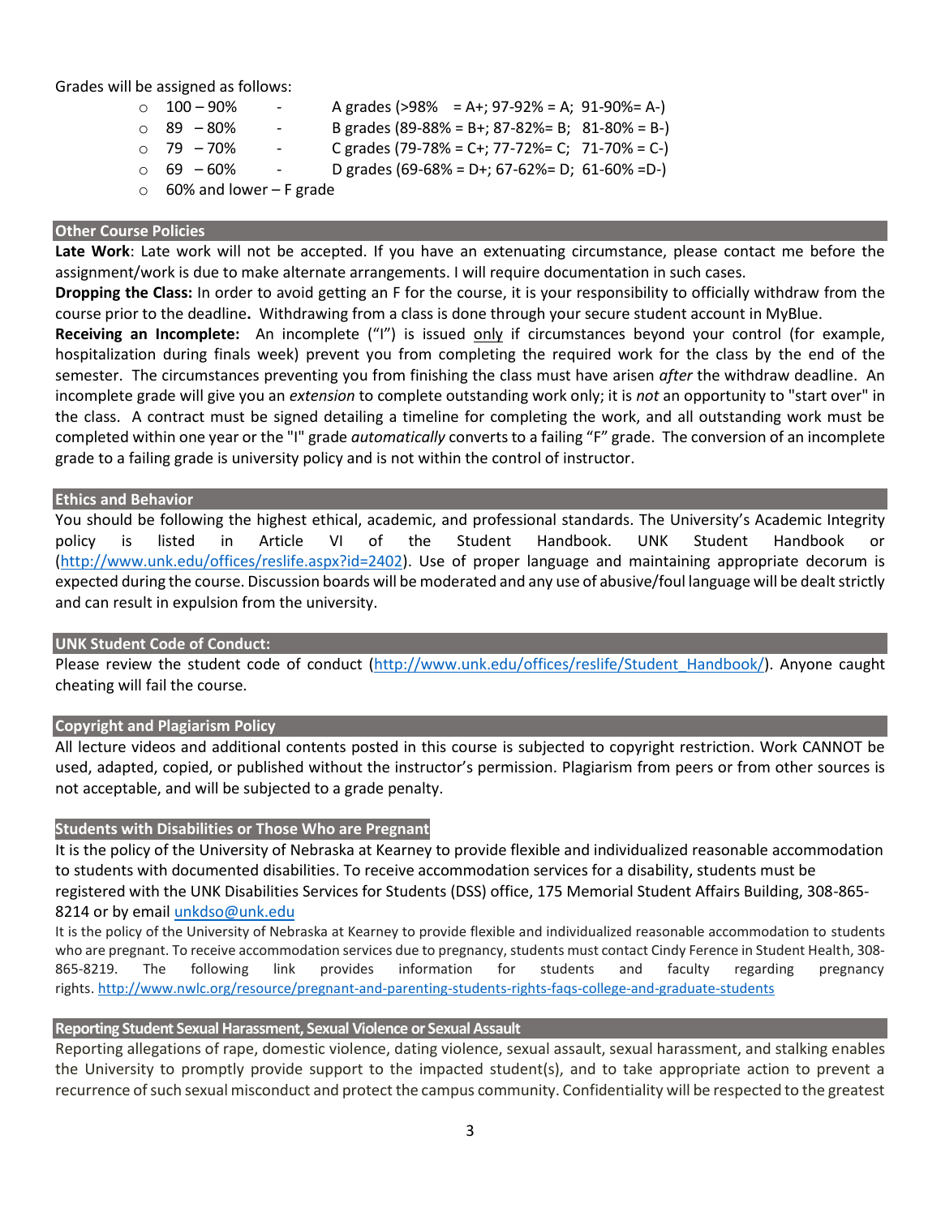Grades will be assigned as follows:

- 100 – 90% - A grades (>98% = A+; 97-92% = A; 91-90%= A-)
- 89 – 80% - B grades (89-88% = B+; 87-82%= B; 81-80% = B-)
- 79 – 70% - C grades (79-78% = C+; 77-72%= C; 71-70% = C-)
- 69 – 60% - D grades (69-68% = D+; 67-62%= D; 61-60% =D-)
- 60% and lower – F grade

## Other Course Policies

**Late Work**: Late work will not be accepted. If you have an extenuating circumstance, please contact me before the assignment/work is due to make alternate arrangements. I will require documentation in such cases.

**Dropping the Class:** In order to avoid getting an F for the course, it is your responsibility to officially withdraw from the course prior to the deadline**.** Withdrawing from a class is done through your secure student account in MyBlue.

**Receiving an Incomplete:** An incomplete ("I") is issued <u>only</u> if circumstances beyond your control (for example, hospitalization during finals week) prevent you from completing the required work for the class by the end of the semester. The circumstances preventing you from finishing the class must have arisen *after* the withdraw deadline. An incomplete grade will give you an *extension* to complete outstanding work only; it is *not* an opportunity to "start over" in the class. A contract must be signed detailing a timeline for completing the work, and all outstanding work must be completed within one year or the "I" grade *automatically* converts to a failing "F" grade. The conversion of an incomplete grade to a failing grade is university policy and is not within the control of instructor.

## Ethics and Behavior

You should be following the highest ethical, academic, and professional standards. The University's Academic Integrity policy is listed in Article VI of the Student Handbook. UNK Student Handbook or (http://www.unk.edu/offices/reslife.aspx?id=2402). Use of proper language and maintaining appropriate decorum is expected during the course. Discussion boards will be moderated and any use of abusive/foul language will be dealt strictly and can result in expulsion from the university.

## UNK Student Code of Conduct:

Please review the student code of conduct (http://www.unk.edu/offices/reslife/Student_Handbook/). Anyone caught cheating will fail the course.

## Copyright and Plagiarism Policy

All lecture videos and additional contents posted in this course is subjected to copyright restriction. Work CANNOT be used, adapted, copied, or published without the instructor's permission. Plagiarism from peers or from other sources is not acceptable, and will be subjected to a grade penalty.

## Students with Disabilities or Those Who are Pregnant

It is the policy of the University of Nebraska at Kearney to provide flexible and individualized reasonable accommodation to students with documented disabilities. To receive accommodation services for a disability, students must be registered with the UNK Disabilities Services for Students (DSS) office, 175 Memorial Student Affairs Building, 308-865-8214 or by email unkdso@unk.edu

It is the policy of the University of Nebraska at Kearney to provide flexible and individualized reasonable accommodation to students who are pregnant. To receive accommodation services due to pregnancy, students must contact Cindy Ference in Student Health, 308-865-8219. The following link provides information for students and faculty regarding pregnancy rights. http://www.nwlc.org/resource/pregnant-and-parenting-students-rights-faqs-college-and-graduate-students

## Reporting Student Sexual Harassment, Sexual Violence or Sexual Assault

Reporting allegations of rape, domestic violence, dating violence, sexual assault, sexual harassment, and stalking enables the University to promptly provide support to the impacted student(s), and to take appropriate action to prevent a recurrence of such sexual misconduct and protect the campus community. Confidentiality will be respected to the greatest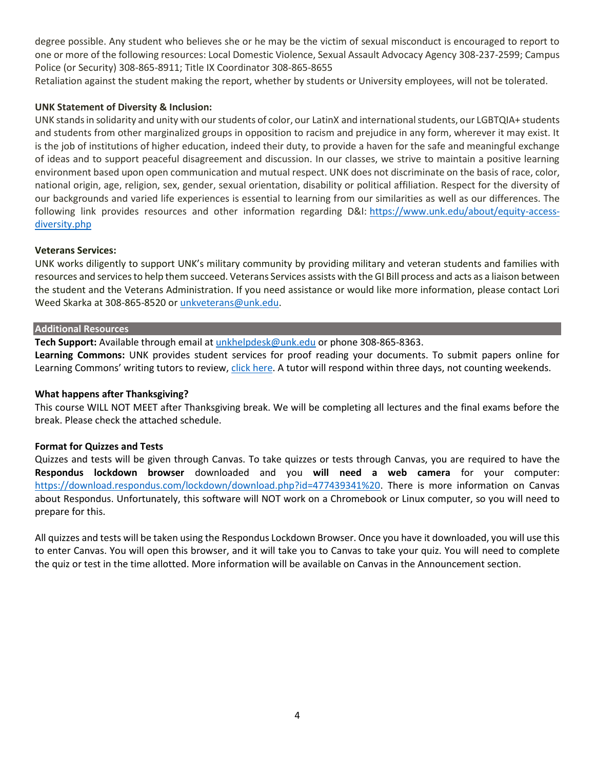degree possible. Any student who believes she or he may be the victim of sexual misconduct is encouraged to report to one or more of the following resources: Local Domestic Violence, Sexual Assault Advocacy Agency 308-237-2599; Campus Police (or Security) 308-865-8911; Title IX Coordinator 308-865-8655

Retaliation against the student making the report, whether by students or University employees, will not be tolerated.

**UNK Statement of Diversity & Inclusion:**

UNK stands in solidarity and unity with our students of color, our LatinX and international students, our LGBTQIA+ students and students from other marginalized groups in opposition to racism and prejudice in any form, wherever it may exist. It is the job of institutions of higher education, indeed their duty, to provide a haven for the safe and meaningful exchange of ideas and to support peaceful disagreement and discussion. In our classes, we strive to maintain a positive learning environment based upon open communication and mutual respect. UNK does not discriminate on the basis of race, color, national origin, age, religion, sex, gender, sexual orientation, disability or political affiliation. Respect for the diversity of our backgrounds and varied life experiences is essential to learning from our similarities as well as our differences. The following link provides resources and other information regarding D&I: [https://www.unk.edu/about/equity-access-diversity.php](https://www.unk.edu/about/equity-access-diversity.php)

**Veterans Services:**

UNK works diligently to support UNK's military community by providing military and veteran students and families with resources and services to help them succeed. Veterans Services assists with the GI Bill process and acts as a liaison between the student and the Veterans Administration. If you need assistance or would like more information, please contact Lori Weed Skarka at 308-865-8520 or [unkveterans@unk.edu](mailto:unkveterans@unk.edu).

## Additional Resources

**Tech Support:** Available through email at [unkhelpdesk@unk.edu](mailto:unkhelpdesk@unk.edu) or phone 308-865-8363.

**Learning Commons:** UNK provides student services for proof reading your documents. To submit papers online for Learning Commons' writing tutors to review, click here. A tutor will respond within three days, not counting weekends.

**What happens after Thanksgiving?**

This course WILL NOT MEET after Thanksgiving break. We will be completing all lectures and the final exams before the break. Please check the attached schedule.

**Format for Quizzes and Tests**

Quizzes and tests will be given through Canvas. To take quizzes or tests through Canvas, you are required to have the **Respondus lockdown browser** downloaded and you **will need a web camera** for your computer: [https://download.respondus.com/lockdown/download.php?id=477439341%20](https://download.respondus.com/lockdown/download.php?id=477439341%20). There is more information on Canvas about Respondus. Unfortunately, this software will NOT work on a Chromebook or Linux computer, so you will need to prepare for this.

All quizzes and tests will be taken using the Respondus Lockdown Browser. Once you have it downloaded, you will use this to enter Canvas. You will open this browser, and it will take you to Canvas to take your quiz. You will need to complete the quiz or test in the time allotted. More information will be available on Canvas in the Announcement section.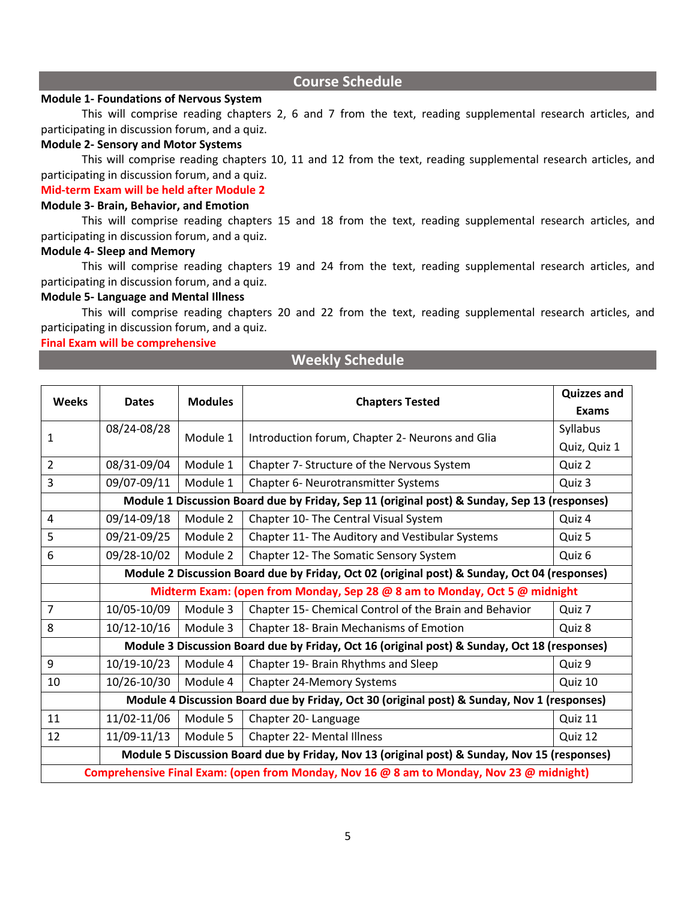## Course Schedule

**Module 1- Foundations of Nervous System**

This will comprise reading chapters 2, 6 and 7 from the text, reading supplemental research articles, and participating in discussion forum, and a quiz.

**Module 2- Sensory and Motor Systems**

This will comprise reading chapters 10, 11 and 12 from the text, reading supplemental research articles, and participating in discussion forum, and a quiz.

**Mid-term Exam will be held after Module 2**

**Module 3- Brain, Behavior, and Emotion**

This will comprise reading chapters 15 and 18 from the text, reading supplemental research articles, and participating in discussion forum, and a quiz.

**Module 4- Sleep and Memory**

This will comprise reading chapters 19 and 24 from the text, reading supplemental research articles, and participating in discussion forum, and a quiz.

**Module 5- Language and Mental Illness**

This will comprise reading chapters 20 and 22 from the text, reading supplemental research articles, and participating in discussion forum, and a quiz.

**Final Exam will be comprehensive**

## Weekly Schedule

| Weeks | Dates | Modules | Chapters Tested | Quizzes and Exams |
|---|---|---|---|---|
| 1 | 08/24-08/28 | Module 1 | Introduction forum, Chapter 2- Neurons and Glia | Syllabus Quiz, Quiz 1 |
| 2 | 08/31-09/04 | Module 1 | Chapter 7- Structure of the Nervous System | Quiz 2 |
| 3 | 09/07-09/11 | Module 1 | Chapter 6- Neurotransmitter Systems | Quiz 3 |
| | **Module 1 Discussion Board due by Friday, Sep 11 (original post) & Sunday, Sep 13 (responses)** | | | |
| 4 | 09/14-09/18 | Module 2 | Chapter 10- The Central Visual System | Quiz 4 |
| 5 | 09/21-09/25 | Module 2 | Chapter 11- The Auditory and Vestibular Systems | Quiz 5 |
| 6 | 09/28-10/02 | Module 2 | Chapter 12- The Somatic Sensory System | Quiz 6 |
| | **Module 2 Discussion Board due by Friday, Oct 02 (original post) & Sunday, Oct 04 (responses)** | | | |
| | **Midterm Exam: (open from Monday, Sep 28 @ 8 am to Monday, Oct 5 @ midnight** | | | |
| 7 | 10/05-10/09 | Module 3 | Chapter 15- Chemical Control of the Brain and Behavior | Quiz 7 |
| 8 | 10/12-10/16 | Module 3 | Chapter 18- Brain Mechanisms of Emotion | Quiz 8 |
| | **Module 3 Discussion Board due by Friday, Oct 16 (original post) & Sunday, Oct 18 (responses)** | | | |
| 9 | 10/19-10/23 | Module 4 | Chapter 19- Brain Rhythms and Sleep | Quiz 9 |
| 10 | 10/26-10/30 | Module 4 | Chapter 24-Memory Systems | Quiz 10 |
| | **Module 4 Discussion Board due by Friday, Oct 30 (original post) & Sunday, Nov 1 (responses)** | | | |
| 11 | 11/02-11/06 | Module 5 | Chapter 20- Language | Quiz 11 |
| 12 | 11/09-11/13 | Module 5 | Chapter 22- Mental Illness | Quiz 12 |
| | **Module 5 Discussion Board due by Friday, Nov 13 (original post) & Sunday, Nov 15 (responses)** | | | |
| **Comprehensive Final Exam: (open from Monday, Nov 16 @ 8 am to Monday, Nov 23 @ midnight)** | | | | |